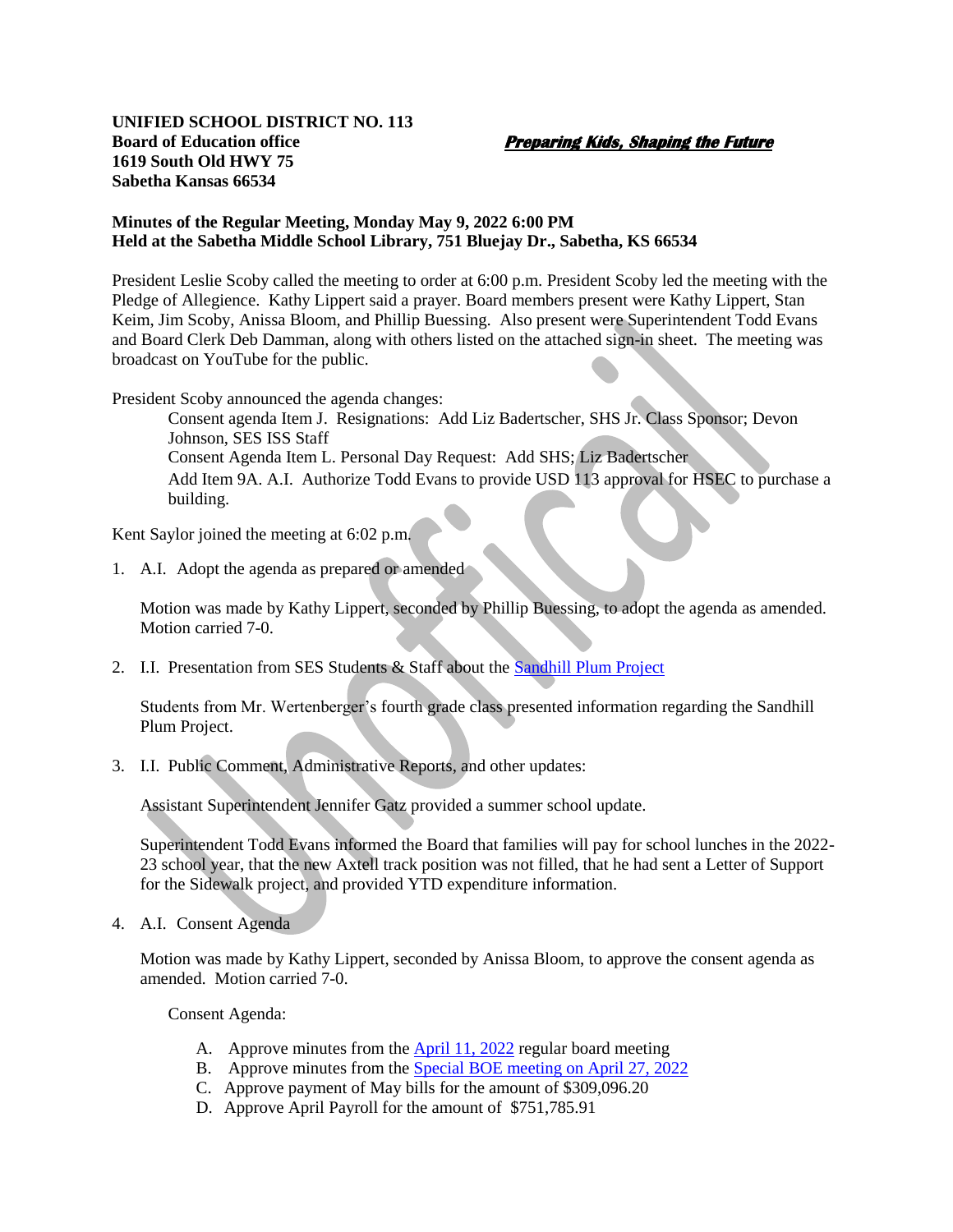**UNIFIED SCHOOL DISTRICT NO. 113**
**Board of Education office**
**1619 South Old HWY 75**
**Sabetha Kansas 66534**

***Preparing Kids, Shaping the Future***

**Minutes of the Regular Meeting, Monday May 9, 2022 6:00 PM**
**Held at the Sabetha Middle School Library, 751 Bluejay Dr., Sabetha, KS 66534**

President Leslie Scoby called the meeting to order at 6:00 p.m. President Scoby led the meeting with the Pledge of Allegience. Kathy Lippert said a prayer. Board members present were Kathy Lippert, Stan Keim, Jim Scoby, Anissa Bloom, and Phillip Buessing. Also present were Superintendent Todd Evans and Board Clerk Deb Damman, along with others listed on the attached sign-in sheet. The meeting was broadcast on YouTube for the public.

President Scoby announced the agenda changes:

Consent agenda Item J. Resignations: Add Liz Badertscher, SHS Jr. Class Sponsor; Devon Johnson, SES ISS Staff
Consent Agenda Item L. Personal Day Request: Add SHS; Liz Badertscher
Add Item 9A. A.I. Authorize Todd Evans to provide USD 113 approval for HSEC to purchase a building.

Kent Saylor joined the meeting at 6:02 p.m.

1. A.I. Adopt the agenda as prepared or amended

   Motion was made by Kathy Lippert, seconded by Phillip Buessing, to adopt the agenda as amended. Motion carried 7-0.

2. I.I. Presentation from SES Students & Staff about the Sandhill Plum Project

   Students from Mr. Wertenberger's fourth grade class presented information regarding the Sandhill Plum Project.

3. I.I. Public Comment, Administrative Reports, and other updates:

   Assistant Superintendent Jennifer Gatz provided a summer school update.

   Superintendent Todd Evans informed the Board that families will pay for school lunches in the 2022-23 school year, that the new Axtell track position was not filled, that he had sent a Letter of Support for the Sidewalk project, and provided YTD expenditure information.

4. A.I. Consent Agenda

   Motion was made by Kathy Lippert, seconded by Anissa Bloom, to approve the consent agenda as amended. Motion carried 7-0.

   Consent Agenda:

   A. Approve minutes from the April 11, 2022 regular board meeting
   B. Approve minutes from the Special BOE meeting on April 27, 2022
   C. Approve payment of May bills for the amount of $309,096.20
   D. Approve April Payroll for the amount of $751,785.91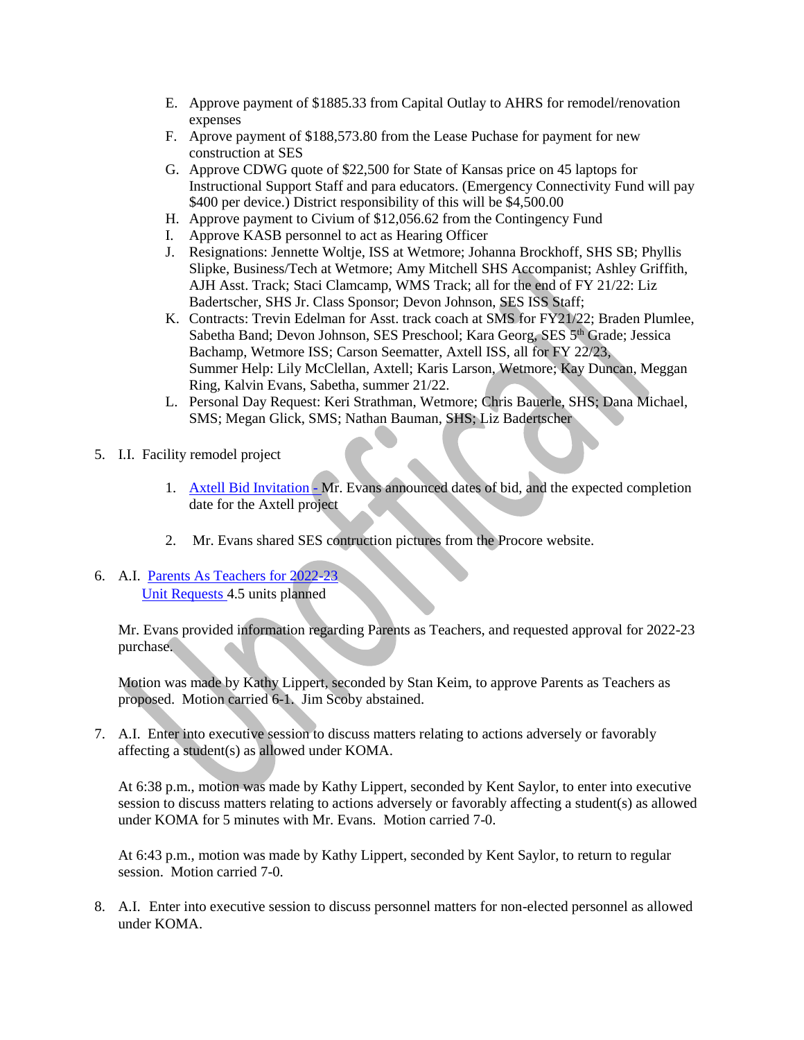E. Approve payment of $1885.33 from Capital Outlay to AHRS for remodel/renovation expenses
F. Aprove payment of $188,573.80 from the Lease Puchase for payment for new construction at SES
G. Approve CDWG quote of $22,500 for State of Kansas price on 45 laptops for Instructional Support Staff and para educators. (Emergency Connectivity Fund will pay $400 per device.) District responsibility of this will be $4,500.00
H. Approve payment to Civium of $12,056.62 from the Contingency Fund
I. Approve KASB personnel to act as Hearing Officer
J. Resignations: Jennette Woltje, ISS at Wetmore; Johanna Brockhoff, SHS SB; Phyllis Slipke, Business/Tech at Wetmore; Amy Mitchell SHS Accompanist; Ashley Griffith, AJH Asst. Track; Staci Clamcamp, WMS Track; all for the end of FY 21/22: Liz Badertscher, SHS Jr. Class Sponsor; Devon Johnson, SES ISS Staff;
K. Contracts: Trevin Edelman for Asst. track coach at SMS for FY21/22; Braden Plumlee, Sabetha Band; Devon Johnson, SES Preschool; Kara Georg, SES 5th Grade; Jessica Bachamp, Wetmore ISS; Carson Seematter, Axtell ISS, all for FY 22/23, Summer Help: Lily McClellan, Axtell; Karis Larson, Wetmore; Kay Duncan, Meggan Ring, Kalvin Evans, Sabetha, summer 21/22.
L. Personal Day Request: Keri Strathman, Wetmore; Chris Bauerle, SHS; Dana Michael, SMS; Megan Glick, SMS; Nathan Bauman, SHS; Liz Badertscher

5. I.I. Facility remodel project

   1. Axtell Bid Invitation - Mr. Evans announced dates of bid, and the expected completion date for the Axtell project

   2. Mr. Evans shared SES contruction pictures from the Procore website.

6. A.I. Parents As Teachers for 2022-23
   Unit Requests 4.5 units planned

   Mr. Evans provided information regarding Parents as Teachers, and requested approval for 2022-23 purchase.

   Motion was made by Kathy Lippert, seconded by Stan Keim, to approve Parents as Teachers as proposed. Motion carried 6-1. Jim Scoby abstained.

7. A.I. Enter into executive session to discuss matters relating to actions adversely or favorably affecting a student(s) as allowed under KOMA.

   At 6:38 p.m., motion was made by Kathy Lippert, seconded by Kent Saylor, to enter into executive session to discuss matters relating to actions adversely or favorably affecting a student(s) as allowed under KOMA for 5 minutes with Mr. Evans. Motion carried 7-0.

   At 6:43 p.m., motion was made by Kathy Lippert, seconded by Kent Saylor, to return to regular session. Motion carried 7-0.

8. A.I. Enter into executive session to discuss personnel matters for non-elected personnel as allowed under KOMA.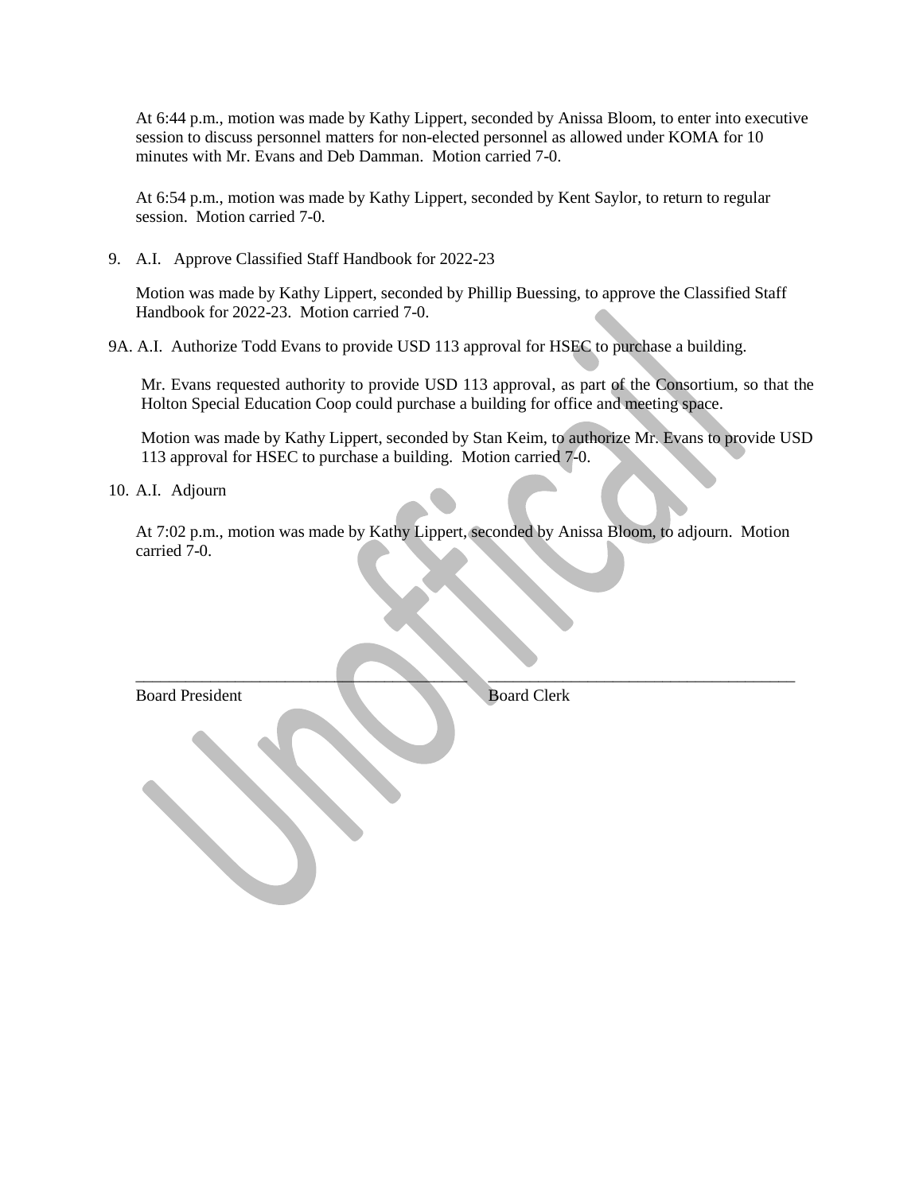At 6:44 p.m., motion was made by Kathy Lippert, seconded by Anissa Bloom, to enter into executive session to discuss personnel matters for non-elected personnel as allowed under KOMA for 10 minutes with Mr. Evans and Deb Damman. Motion carried 7-0.

At 6:54 p.m., motion was made by Kathy Lippert, seconded by Kent Saylor, to return to regular session. Motion carried 7-0.

9. A.I. Approve Classified Staff Handbook for 2022-23

Motion was made by Kathy Lippert, seconded by Phillip Buessing, to approve the Classified Staff Handbook for 2022-23. Motion carried 7-0.

9A. A.I. Authorize Todd Evans to provide USD 113 approval for HSEC to purchase a building.

Mr. Evans requested authority to provide USD 113 approval, as part of the Consortium, so that the Holton Special Education Coop could purchase a building for office and meeting space.

Motion was made by Kathy Lippert, seconded by Stan Keim, to authorize Mr. Evans to provide USD 113 approval for HSEC to purchase a building. Motion carried 7-0.

10. A.I. Adjourn

At 7:02 p.m., motion was made by Kathy Lippert, seconded by Anissa Bloom, to adjourn. Motion carried 7-0.

\_\_\_\_\_\_\_\_\_\_\_\_\_\_\_\_\_\_\_\_\_\_\_\_\_\_\_\_\_\_\_\_\_\_\_\_\_\_\_\_ \_\_\_\_\_\_\_\_\_\_\_\_\_\_\_\_\_\_\_\_\_\_\_\_\_\_\_\_\_\_\_\_\_\_\_\_\_\_\_\_

Board President Board Clerk

Unofficial